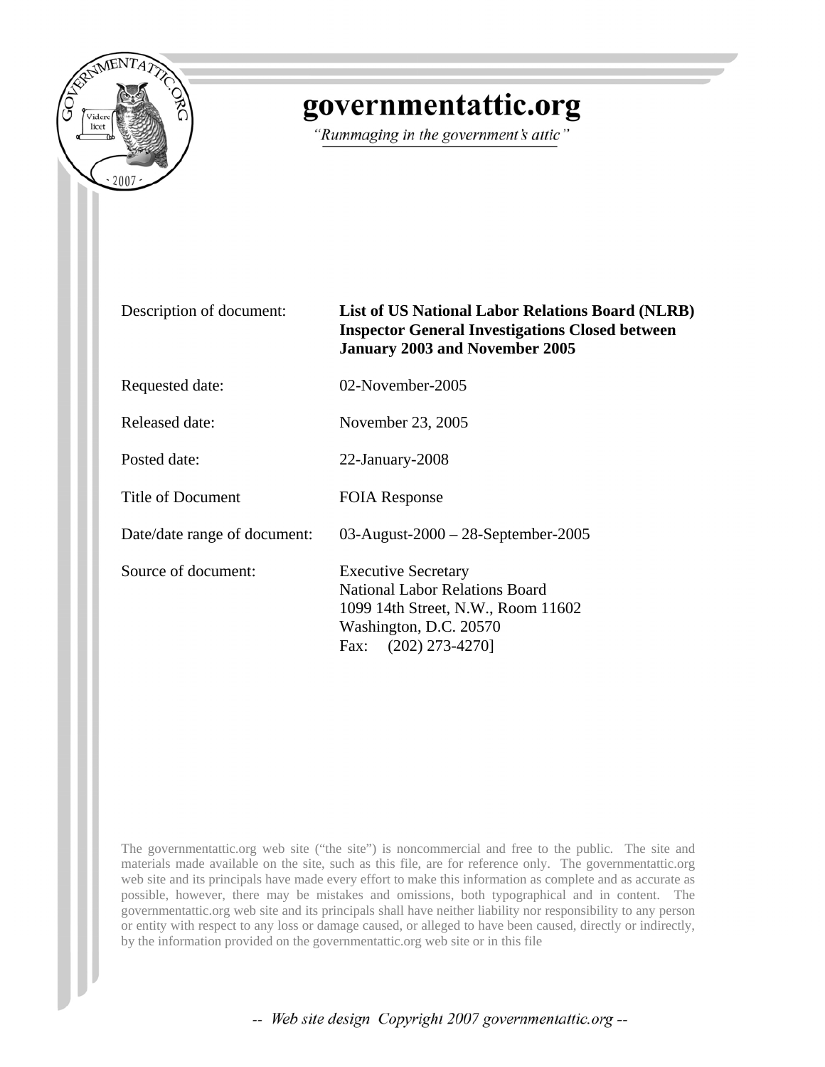# governmentattic.org

*"Rummaging in the government's attic"*

| | |
|---|---|
| Description of document: | **List of US National Labor Relations Board (NLRB) Inspector General Investigations Closed between January 2003 and November 2005** |
| Requested date: | 02-November-2005 |
| Released date: | November 23, 2005 |
| Posted date: | 22-January-2008 |
| Title of Document | FOIA Response |
| Date/date range of document: | 03-August-2000 – 28-September-2005 |
| Source of document: | Executive Secretary<br>National Labor Relations Board<br>1099 14th Street, N.W., Room 11602<br>Washington, D.C. 20570<br>Fax: (202) 273-4270] |

The governmentattic.org web site ("the site") is noncommercial and free to the public. The site and materials made available on the site, such as this file, are for reference only. The governmentattic.org web site and its principals have made every effort to make this information as complete and as accurate as possible, however, there may be mistakes and omissions, both typographical and in content. The governmentattic.org web site and its principals shall have neither liability nor responsibility to any person or entity with respect to any loss or damage caused, or alleged to have been caused, directly or indirectly, by the information provided on the governmentattic.org web site or in this file

*-- Web site design Copyright 2007 governmentattic.org --*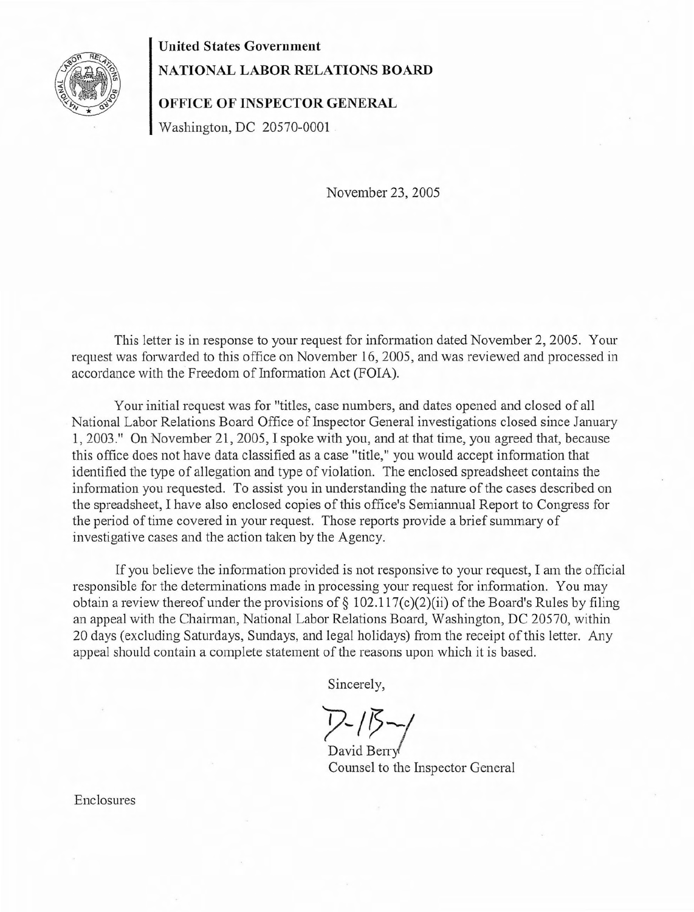**United States Government**

**NATIONAL LABOR RELATIONS BOARD**

**OFFICE OF INSPECTOR GENERAL**

Washington, DC 20570-0001

November 23, 2005

This letter is in response to your request for information dated November 2, 2005. Your request was forwarded to this office on November 16, 2005, and was reviewed and processed in accordance with the Freedom of Information Act (FOIA).

Your initial request was for "titles, case numbers, and dates opened and closed of all National Labor Relations Board Office of Inspector General investigations closed since January 1, 2003." On November 21, 2005, I spoke with you, and at that time, you agreed that, because this office does not have data classified as a case "title," you would accept information that identified the type of allegation and type of violation. The enclosed spreadsheet contains the information you requested. To assist you in understanding the nature of the cases described on the spreadsheet, I have also enclosed copies of this office's Semiannual Report to Congress for the period of time covered in your request. Those reports provide a brief summary of investigative cases and the action taken by the Agency.

If you believe the information provided is not responsive to your request, I am the official responsible for the determinations made in processing your request for information. You may obtain a review thereof under the provisions of § 102.117(c)(2)(ii) of the Board's Rules by filing an appeal with the Chairman, National Labor Relations Board, Washington, DC 20570, within 20 days (excluding Saturdays, Sundays, and legal holidays) from the receipt of this letter. Any appeal should contain a complete statement of the reasons upon which it is based.

Sincerely,

David Berry
Counsel to the Inspector General

Enclosures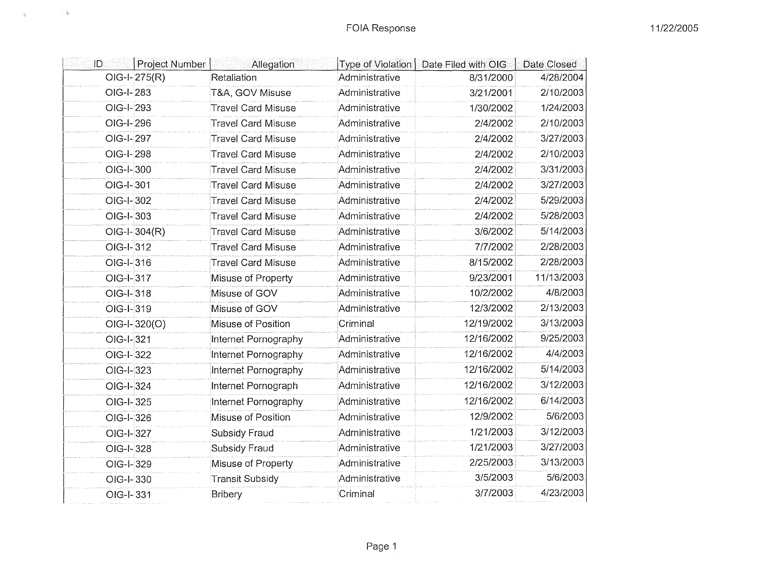# FOIA Response

11/22/2005

| ID | Project Number | Allegation | Type of Violation | Date Filed with OIG | Date Closed |
|---|---|---|---|---|---|
| OIG-I- | 275(R) | Retaliation | Administrative | 8/31/2000 | 4/28/2004 |
| OIG-I- | 283 | T&A, GOV Misuse | Administrative | 3/21/2001 | 2/10/2003 |
| OIG-I- | 293 | Travel Card Misuse | Administrative | 1/30/2002 | 1/24/2003 |
| OIG-I- | 296 | Travel Card Misuse | Administrative | 2/4/2002 | 2/10/2003 |
| OIG-I- | 297 | Travel Card Misuse | Administrative | 2/4/2002 | 3/27/2003 |
| OIG-I- | 298 | Travel Card Misuse | Administrative | 2/4/2002 | 2/10/2003 |
| OIG-I- | 300 | Travel Card Misuse | Administrative | 2/4/2002 | 3/31/2003 |
| OIG-I- | 301 | Travel Card Misuse | Administrative | 2/4/2002 | 3/27/2003 |
| OIG-I- | 302 | Travel Card Misuse | Administrative | 2/4/2002 | 5/29/2003 |
| OIG-I- | 303 | Travel Card Misuse | Administrative | 2/4/2002 | 5/28/2003 |
| OIG-I- | 304(R) | Travel Card Misuse | Administrative | 3/6/2002 | 5/14/2003 |
| OIG-I- | 312 | Travel Card Misuse | Administrative | 7/7/2002 | 2/28/2003 |
| OIG-I- | 316 | Travel Card Misuse | Administrative | 8/15/2002 | 2/28/2003 |
| OIG-I- | 317 | Misuse of Property | Administrative | 9/23/2001 | 11/13/2003 |
| OIG-I- | 318 | Misuse of GOV | Administrative | 10/2/2002 | 4/8/2003 |
| OIG-I- | 319 | Misuse of GOV | Administrative | 12/3/2002 | 2/13/2003 |
| OIG-I- | 320(O) | Misuse of Position | Criminal | 12/19/2002 | 3/13/2003 |
| OIG-I- | 321 | Internet Pornography | Administrative | 12/16/2002 | 9/25/2003 |
| OIG-I- | 322 | Internet Pornography | Administrative | 12/16/2002 | 4/4/2003 |
| OIG-I- | 323 | Internet Pornography | Administrative | 12/16/2002 | 5/14/2003 |
| OIG-I- | 324 | Internet Pornograph | Administrative | 12/16/2002 | 3/12/2003 |
| OIG-I- | 325 | Internet Pornography | Administrative | 12/16/2002 | 6/14/2003 |
| OIG-I- | 326 | Misuse of Position | Administrative | 12/9/2002 | 5/6/2003 |
| OIG-I- | 327 | Subsidy Fraud | Administrative | 1/21/2003 | 3/12/2003 |
| OIG-I- | 328 | Subsidy Fraud | Administrative | 1/21/2003 | 3/27/2003 |
| OIG-I- | 329 | Misuse of Property | Administrative | 2/25/2003 | 3/13/2003 |
| OIG-I- | 330 | Transit Subsidy | Administrative | 3/5/2003 | 5/6/2003 |
| OIG-I- | 331 | Bribery | Criminal | 3/7/2003 | 4/23/2003 |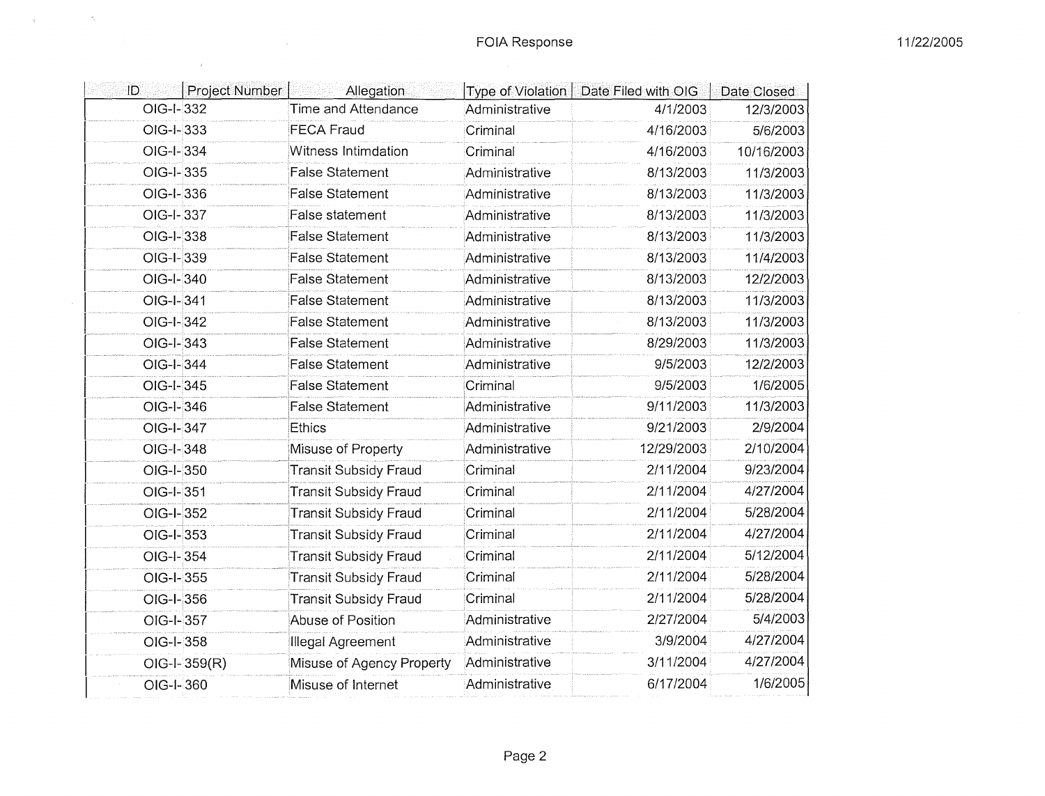# FOIA Response

11/22/2005

| ID | Project Number | Allegation | Type of Violation | Date Filed with OIG | Date Closed |
|---|---|---|---|---|---|
| OIG-I- | 332 | Time and Attendance | Administrative | 4/1/2003 | 12/3/2003 |
| OIG-I- | 333 | FECA Fraud | Criminal | 4/16/2003 | 5/6/2003 |
| OIG-I- | 334 | Witness Intimdation | Criminal | 4/16/2003 | 10/16/2003 |
| OIG-I- | 335 | False Statement | Administrative | 8/13/2003 | 11/3/2003 |
| OIG-I- | 336 | False Statement | Administrative | 8/13/2003 | 11/3/2003 |
| OIG-I- | 337 | False statement | Administrative | 8/13/2003 | 11/3/2003 |
| OIG-I- | 338 | False Statement | Administrative | 8/13/2003 | 11/3/2003 |
| OIG-I- | 339 | False Statement | Administrative | 8/13/2003 | 11/4/2003 |
| OIG-I- | 340 | False Statement | Administrative | 8/13/2003 | 12/2/2003 |
| OIG-I- | 341 | False Statement | Administrative | 8/13/2003 | 11/3/2003 |
| OIG-I- | 342 | False Statement | Administrative | 8/13/2003 | 11/3/2003 |
| OIG-I- | 343 | False Statement | Administrative | 8/29/2003 | 11/3/2003 |
| OIG-I- | 344 | False Statement | Administrative | 9/5/2003 | 12/2/2003 |
| OIG-I- | 345 | False Statement | Criminal | 9/5/2003 | 1/6/2005 |
| OIG-I- | 346 | False Statement | Administrative | 9/11/2003 | 11/3/2003 |
| OIG-I- | 347 | Ethics | Administrative | 9/21/2003 | 2/9/2004 |
| OIG-I- | 348 | Misuse of Property | Administrative | 12/29/2003 | 2/10/2004 |
| OIG-I- | 350 | Transit Subsidy Fraud | Criminal | 2/11/2004 | 9/23/2004 |
| OIG-I- | 351 | Transit Subsidy Fraud | Criminal | 2/11/2004 | 4/27/2004 |
| OIG-I- | 352 | Transit Subsidy Fraud | Criminal | 2/11/2004 | 5/28/2004 |
| OIG-I- | 353 | Transit Subsidy Fraud | Criminal | 2/11/2004 | 4/27/2004 |
| OIG-I- | 354 | Transit Subsidy Fraud | Criminal | 2/11/2004 | 5/12/2004 |
| OIG-I- | 355 | Transit Subsidy Fraud | Criminal | 2/11/2004 | 5/28/2004 |
| OIG-I- | 356 | Transit Subsidy Fraud | Criminal | 2/11/2004 | 5/28/2004 |
| OIG-I- | 357 | Abuse of Position | Administrative | 2/27/2004 | 5/4/2003 |
| OIG-I- | 358 | Illegal Agreement | Administrative | 3/9/2004 | 4/27/2004 |
| OIG-I- | 359(R) | Misuse of Agency Property | Administrative | 3/11/2004 | 4/27/2004 |
| OIG-I- | 360 | Misuse of Internet | Administrative | 6/17/2004 | 1/6/2005 |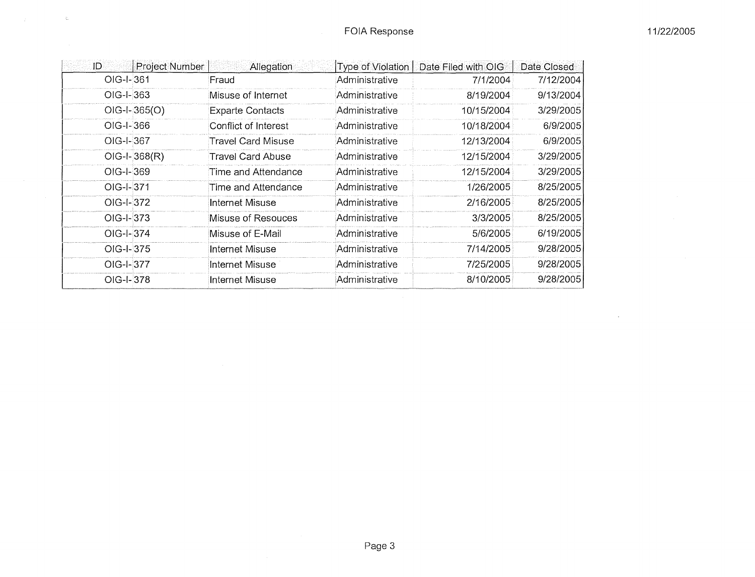| ID | Project Number | Allegation | Type of Violation | Date Filed with OIG | Date Closed |
|---|---|---|---|---|---|
| OIG-I- | 361 | Fraud | Administrative | 7/1/2004 | 7/12/2004 |
| OIG-I- | 363 | Misuse of Internet | Administrative | 8/19/2004 | 9/13/2004 |
| OIG-I- | 365(O) | Exparte Contacts | Administrative | 10/15/2004 | 3/29/2005 |
| OIG-I- | 366 | Conflict of Interest | Administrative | 10/18/2004 | 6/9/2005 |
| OIG-I- | 367 | Travel Card Misuse | Administrative | 12/13/2004 | 6/9/2005 |
| OIG-I- | 368(R) | Travel Card Abuse | Administrative | 12/15/2004 | 3/29/2005 |
| OIG-I- | 369 | Time and Attendance | Administrative | 12/15/2004 | 3/29/2005 |
| OIG-I- | 371 | Time and Attendance | Administrative | 1/26/2005 | 8/25/2005 |
| OIG-I- | 372 | Internet Misuse | Administrative | 2/16/2005 | 8/25/2005 |
| OIG-I- | 373 | Misuse of Resouces | Administrative | 3/3/2005 | 8/25/2005 |
| OIG-I- | 374 | Misuse of E-Mail | Administrative | 5/6/2005 | 6/19/2005 |
| OIG-I- | 375 | Internet Misuse | Administrative | 7/14/2005 | 9/28/2005 |
| OIG-I- | 377 | Internet Misuse | Administrative | 7/25/2005 | 9/28/2005 |
| OIG-I- | 378 | Internet Misuse | Administrative | 8/10/2005 | 9/28/2005 |